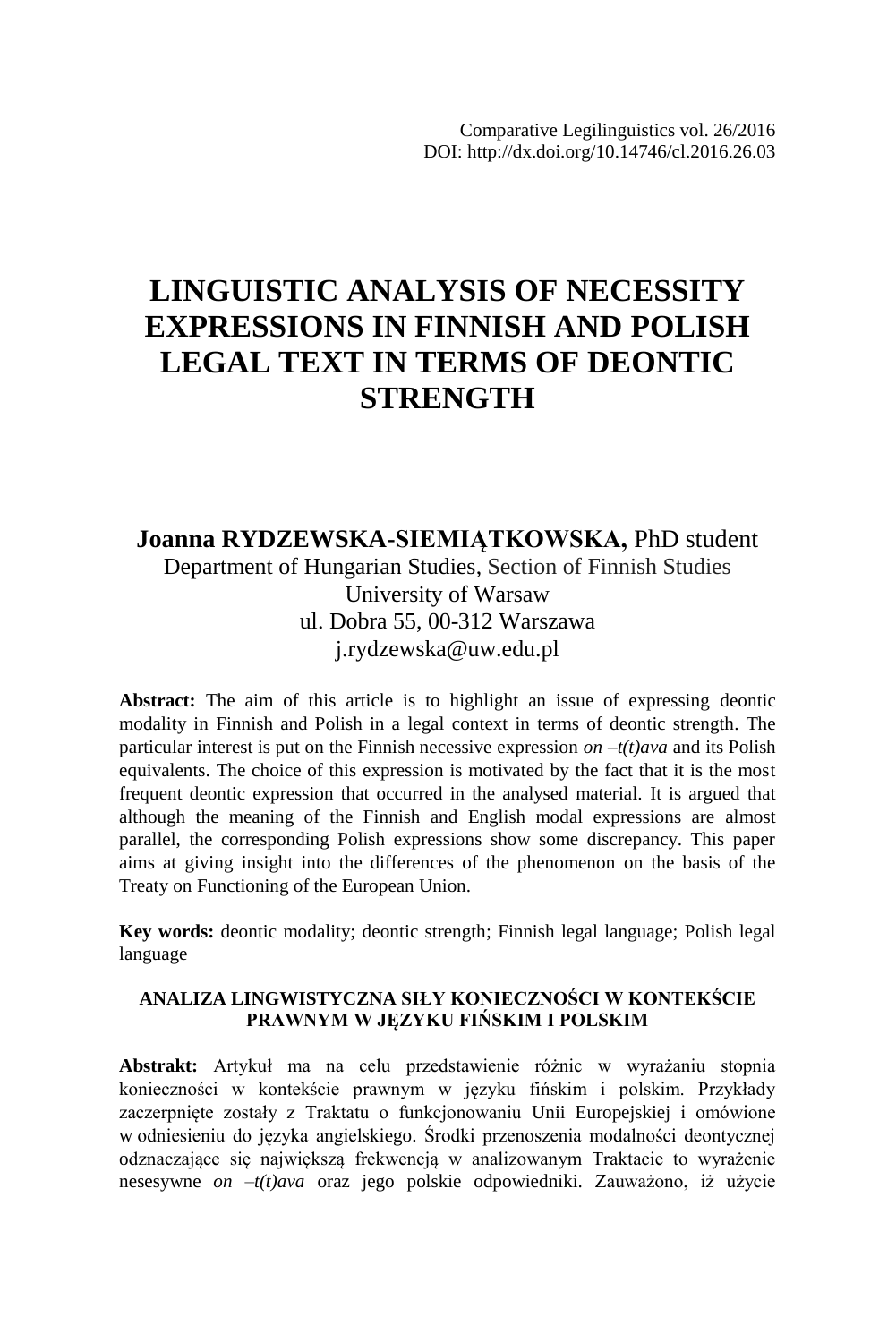Comparative Legilinguistics vol. 26/2016
DOI: http://dx.doi.org/10.14746/cl.2016.26.03

# LINGUISTIC ANALYSIS OF NECESSITY EXPRESSIONS IN FINNISH AND POLISH LEGAL TEXT IN TERMS OF DEONTIC STRENGTH

**Joanna RYDZEWSKA-SIEMIĄTKOWSKA,** PhD student
Department of Hungarian Studies, Section of Finnish Studies
University of Warsaw
ul. Dobra 55, 00-312 Warszawa
j.rydzewska@uw.edu.pl

**Abstract:** The aim of this article is to highlight an issue of expressing deontic modality in Finnish and Polish in a legal context in terms of deontic strength. The particular interest is put on the Finnish necessive expression *on –t(t)ava* and its Polish equivalents. The choice of this expression is motivated by the fact that it is the most frequent deontic expression that occurred in the analysed material. It is argued that although the meaning of the Finnish and English modal expressions are almost parallel, the corresponding Polish expressions show some discrepancy. This paper aims at giving insight into the differences of the phenomenon on the basis of the Treaty on Functioning of the European Union.

**Key words:** deontic modality; deontic strength; Finnish legal language; Polish legal language

### ANALIZA LINGWISTYCZNA SIŁY KONIECZNOŚCI W KONTEKŚCIE PRAWNYM W JĘZYKU FIŃSKIM I POLSKIM

**Abstrakt:** Artykuł ma na celu przedstawienie różnic w wyrażaniu stopnia konieczności w kontekście prawnym w języku fińskim i polskim. Przykłady zaczerpnięte zostały z Traktatu o funkcjonowaniu Unii Europejskiej i omówione w odniesieniu do języka angielskiego. Środki przenoszenia modalności deontycznej odznaczające się największą frekwencją w analizowanym Traktacie to wyrażenie nesesywne *on –t(t)ava* oraz jego polskie odpowiedniki. Zauważono, iż użycie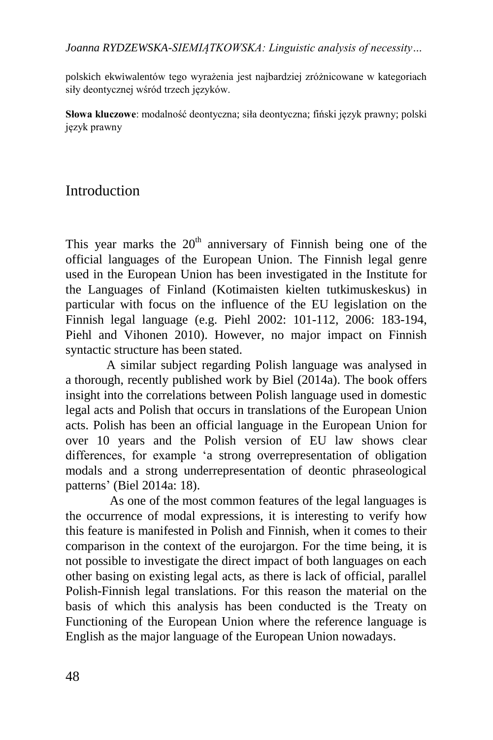polskich ekwiwalentów tego wyrażenia jest najbardziej zróżnicowane w kategoriach siły deontycznej wśród trzech języków.

**Słowa kluczowe**: modalność deontyczna; siła deontyczna; fiński język prawny; polski język prawny

## Introduction

This year marks the 20th anniversary of Finnish being one of the official languages of the European Union. The Finnish legal genre used in the European Union has been investigated in the Institute for the Languages of Finland (Kotimaisten kielten tutkimuskeskus) in particular with focus on the influence of the EU legislation on the Finnish legal language (e.g. Piehl 2002: 101-112, 2006: 183-194, Piehl and Vihonen 2010). However, no major impact on Finnish syntactic structure has been stated.

A similar subject regarding Polish language was analysed in a thorough, recently published work by Biel (2014a). The book offers insight into the correlations between Polish language used in domestic legal acts and Polish that occurs in translations of the European Union acts. Polish has been an official language in the European Union for over 10 years and the Polish version of EU law shows clear differences, for example 'a strong overrepresentation of obligation modals and a strong underrepresentation of deontic phraseological patterns' (Biel 2014a: 18).

As one of the most common features of the legal languages is the occurrence of modal expressions, it is interesting to verify how this feature is manifested in Polish and Finnish, when it comes to their comparison in the context of the eurojargon. For the time being, it is not possible to investigate the direct impact of both languages on each other basing on existing legal acts, as there is lack of official, parallel Polish-Finnish legal translations. For this reason the material on the basis of which this analysis has been conducted is the Treaty on Functioning of the European Union where the reference language is English as the major language of the European Union nowadays.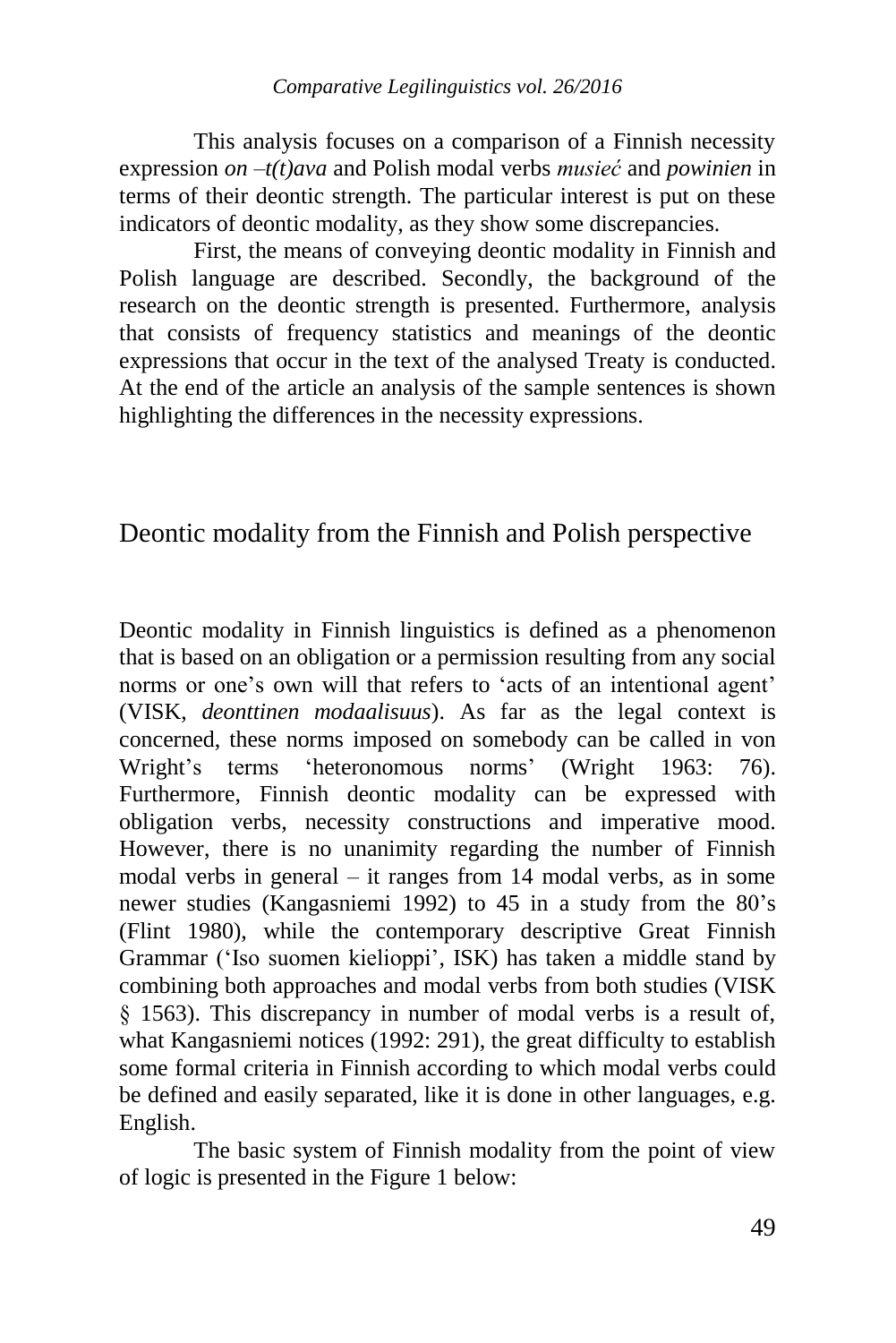This analysis focuses on a comparison of a Finnish necessity expression *on –t(t)ava* and Polish modal verbs *musieć* and *powinien* in terms of their deontic strength. The particular interest is put on these indicators of deontic modality, as they show some discrepancies.

First, the means of conveying deontic modality in Finnish and Polish language are described. Secondly, the background of the research on the deontic strength is presented. Furthermore, analysis that consists of frequency statistics and meanings of the deontic expressions that occur in the text of the analysed Treaty is conducted. At the end of the article an analysis of the sample sentences is shown highlighting the differences in the necessity expressions.

## Deontic modality from the Finnish and Polish perspective

Deontic modality in Finnish linguistics is defined as a phenomenon that is based on an obligation or a permission resulting from any social norms or one's own will that refers to 'acts of an intentional agent' (VISK, *deonttinen modaalisuus*). As far as the legal context is concerned, these norms imposed on somebody can be called in von Wright's terms 'heteronomous norms' (Wright 1963: 76). Furthermore, Finnish deontic modality can be expressed with obligation verbs, necessity constructions and imperative mood. However, there is no unanimity regarding the number of Finnish modal verbs in general – it ranges from 14 modal verbs, as in some newer studies (Kangasniemi 1992) to 45 in a study from the 80's (Flint 1980), while the contemporary descriptive Great Finnish Grammar ('Iso suomen kielioppi', ISK) has taken a middle stand by combining both approaches and modal verbs from both studies (VISK § 1563). This discrepancy in number of modal verbs is a result of, what Kangasniemi notices (1992: 291), the great difficulty to establish some formal criteria in Finnish according to which modal verbs could be defined and easily separated, like it is done in other languages, e.g. English.

The basic system of Finnish modality from the point of view of logic is presented in the Figure 1 below: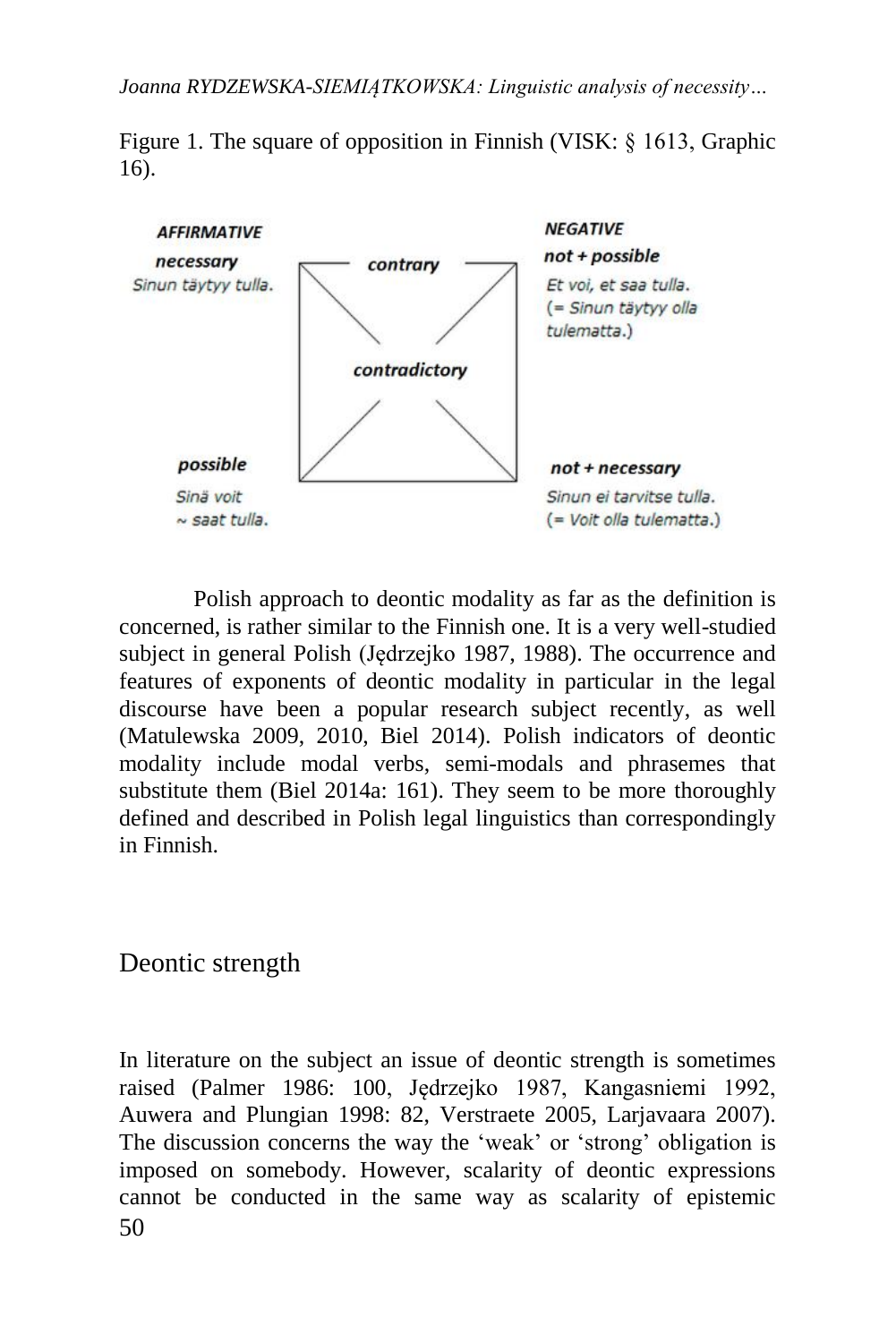Figure 1. The square of opposition in Finnish (VISK: § 1613, Graphic 16).

| | | |
|---|---|---|
| ***AFFIRMATIVE*** | | ***NEGATIVE*** |
| ***necessary*** *Sinun täytyy tulla.* | ***contrary*** | ***not + possible*** *Et voi, et saa tulla. (= Sinun täytyy olla tulematta.)* |
| | ***contradictory*** | |
| ***possible*** *Sinä voit ~ saat tulla.* | | ***not + necessary*** *Sinun ei tarvitse tulla. (= Voit olla tulematta.)* |

Polish approach to deontic modality as far as the definition is concerned, is rather similar to the Finnish one. It is a very well-studied subject in general Polish (Jędrzejko 1987, 1988). The occurrence and features of exponents of deontic modality in particular in the legal discourse have been a popular research subject recently, as well (Matulewska 2009, 2010, Biel 2014). Polish indicators of deontic modality include modal verbs, semi-modals and phrasemes that substitute them (Biel 2014a: 161). They seem to be more thoroughly defined and described in Polish legal linguistics than correspondingly in Finnish.

## Deontic strength

In literature on the subject an issue of deontic strength is sometimes raised (Palmer 1986: 100, Jędrzejko 1987, Kangasniemi 1992, Auwera and Plungian 1998: 82, Verstraete 2005, Larjavaara 2007). The discussion concerns the way the 'weak' or 'strong' obligation is imposed on somebody. However, scalarity of deontic expressions cannot be conducted in the same way as scalarity of epistemic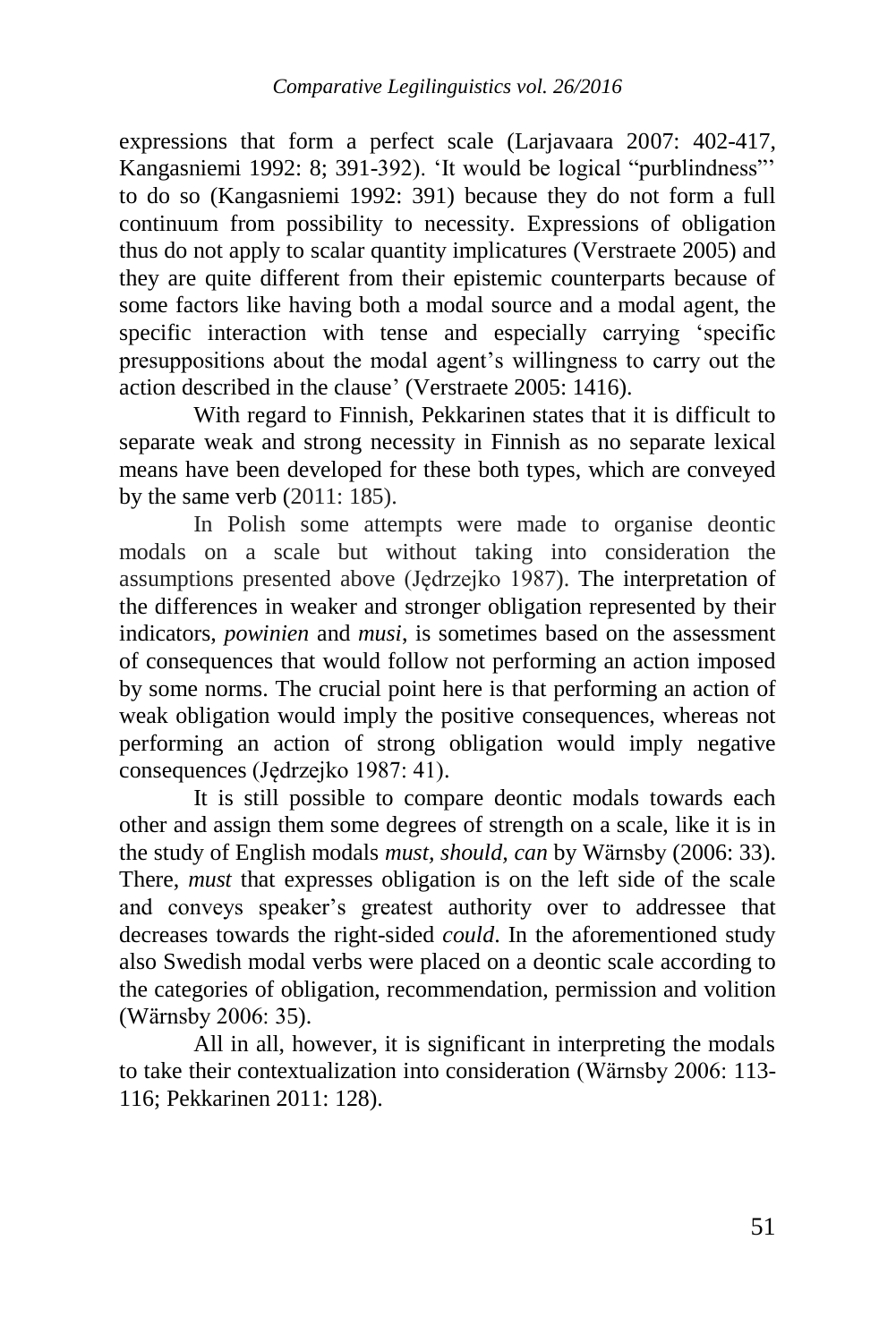expressions that form a perfect scale (Larjavaara 2007: 402-417, Kangasniemi 1992: 8; 391-392). 'It would be logical "purblindness"' to do so (Kangasniemi 1992: 391) because they do not form a full continuum from possibility to necessity. Expressions of obligation thus do not apply to scalar quantity implicatures (Verstraete 2005) and they are quite different from their epistemic counterparts because of some factors like having both a modal source and a modal agent, the specific interaction with tense and especially carrying 'specific presuppositions about the modal agent's willingness to carry out the action described in the clause' (Verstraete 2005: 1416).

With regard to Finnish, Pekkarinen states that it is difficult to separate weak and strong necessity in Finnish as no separate lexical means have been developed for these both types, which are conveyed by the same verb (2011: 185).

In Polish some attempts were made to organise deontic modals on a scale but without taking into consideration the assumptions presented above (Jędrzejko 1987). The interpretation of the differences in weaker and stronger obligation represented by their indicators, *powinien* and *musi*, is sometimes based on the assessment of consequences that would follow not performing an action imposed by some norms. The crucial point here is that performing an action of weak obligation would imply the positive consequences, whereas not performing an action of strong obligation would imply negative consequences (Jędrzejko 1987: 41).

It is still possible to compare deontic modals towards each other and assign them some degrees of strength on a scale, like it is in the study of English modals *must*, *should, can* by Wärnsby (2006: 33). There, *must* that expresses obligation is on the left side of the scale and conveys speaker's greatest authority over to addressee that decreases towards the right-sided *could*. In the aforementioned study also Swedish modal verbs were placed on a deontic scale according to the categories of obligation, recommendation, permission and volition (Wärnsby 2006: 35).

All in all, however, it is significant in interpreting the modals to take their contextualization into consideration (Wärnsby 2006: 113-116; Pekkarinen 2011: 128).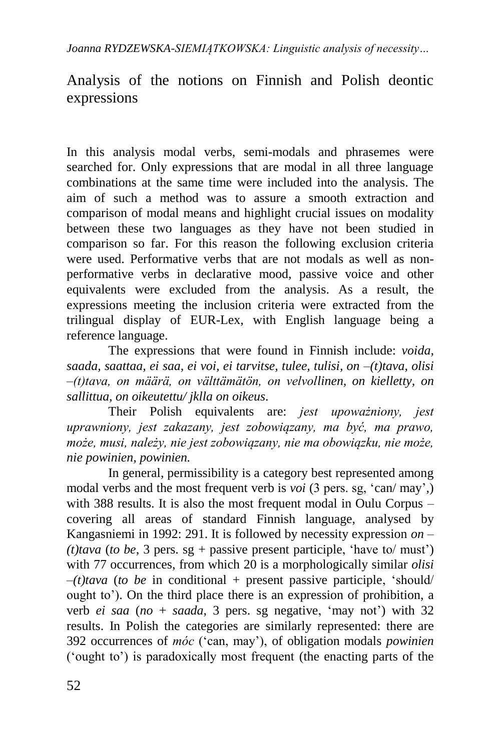## Analysis of the notions on Finnish and Polish deontic expressions

In this analysis modal verbs, semi-modals and phrasemes were searched for. Only expressions that are modal in all three language combinations at the same time were included into the analysis. The aim of such a method was to assure a smooth extraction and comparison of modal means and highlight crucial issues on modality between these two languages as they have not been studied in comparison so far. For this reason the following exclusion criteria were used. Performative verbs that are not modals as well as non-performative verbs in declarative mood, passive voice and other equivalents were excluded from the analysis. As a result, the expressions meeting the inclusion criteria were extracted from the trilingual display of EUR-Lex, with English language being a reference language.

The expressions that were found in Finnish include: *voida, saada, saattaa, ei saa, ei voi, ei tarvitse, tulee, tulisi, on –(t)tava, olisi –(t)tava, on määrä, on välttämätön, on velvollinen, on kielletty, on sallittua, on oikeutettu/ jklla on oikeus*.

Their Polish equivalents are: *jest upoważniony, jest uprawniony, jest zakazany, jest zobowiązany, ma być, ma prawo, może, musi, należy, nie jest zobowiązany, nie ma obowiązku, nie może, nie powinien, powinien.*

In general, permissibility is a category best represented among modal verbs and the most frequent verb is *voi* (3 pers. sg, 'can/ may',) with 388 results. It is also the most frequent modal in Oulu Corpus – covering all areas of standard Finnish language, analysed by Kangasniemi in 1992: 291. It is followed by necessity expression *on –(t)tava* (*to be*, 3 pers. sg + passive present participle, 'have to/ must') with 77 occurrences, from which 20 is a morphologically similar *olisi –(t)tava* (*to be* in conditional + present passive participle, 'should/ ought to'). On the third place there is an expression of prohibition, a verb *ei saa* (*no* + *saada*, 3 pers. sg negative, 'may not') with 32 results. In Polish the categories are similarly represented: there are 392 occurrences of *móc* ('can, may'), of obligation modals *powinien* ('ought to') is paradoxically most frequent (the enacting parts of the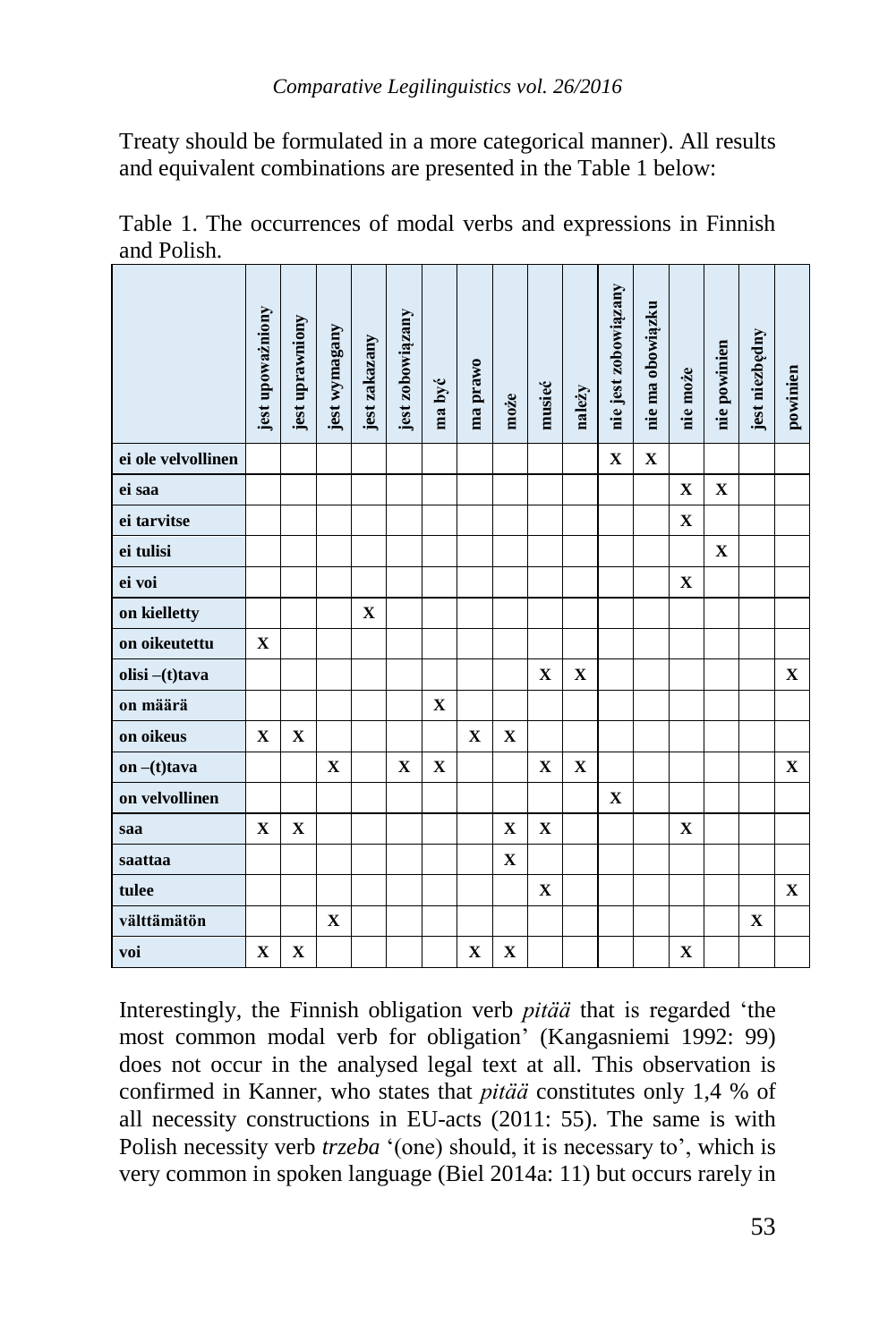Treaty should be formulated in a more categorical manner). All results and equivalent combinations are presented in the Table 1 below:

Table 1. The occurrences of modal verbs and expressions in Finnish and Polish.

| | jest upoważniony | jest uprawniony | jest wymagany | jest zakazany | jest zobowiązany | ma być | ma prawo | może | musieć | należy | nie jest zobowiązany | nie ma obowiązku | nie może | nie powinien | jest niezbędny | powinien |
|---|---|---|---|---|---|---|---|---|---|---|---|---|---|---|---|---|
| **ei ole velvollinen** | | | | | | | | | | | X | X | | | | |
| **ei saa** | | | | | | | | | | | | | X | X | | |
| **ei tarvitse** | | | | | | | | | | | | | X | | | |
| **ei tulisi** | | | | | | | | | | | | | | X | | |
| **ei voi** | | | | | | | | | | | | | X | | | |
| **on kielletty** | | | | X | | | | | | | | | | | | |
| **on oikeutettu** | X | | | | | | | | | | | | | | | |
| **olisi –(t)tava** | | | | | | | | | X | X | | | | | | X |
| **on määrä** | | | | | | X | | | | | | | | | | |
| **on oikeus** | X | X | | | | | X | X | | | | | | | | |
| **on –(t)tava** | | | X | | X | X | | | X | X | | | | | | X |
| **on velvollinen** | | | | | | | | | | | X | | | | | |
| **saa** | X | X | | | | | | X | X | | | | X | | | |
| **saattaa** | | | | | | | | X | | | | | | | | |
| **tulee** | | | | | | | | | X | | | | | | | X |
| **välttämätön** | | | X | | | | | | | | | | | | X | |
| **voi** | X | X | | | | | X | X | | | | | X | | | |

Interestingly, the Finnish obligation verb *pitää* that is regarded 'the most common modal verb for obligation' (Kangasniemi 1992: 99) does not occur in the analysed legal text at all. This observation is confirmed in Kanner, who states that *pitää* constitutes only 1,4 % of all necessity constructions in EU-acts (2011: 55). The same is with Polish necessity verb *trzeba* '(one) should, it is necessary to', which is very common in spoken language (Biel 2014a: 11) but occurs rarely in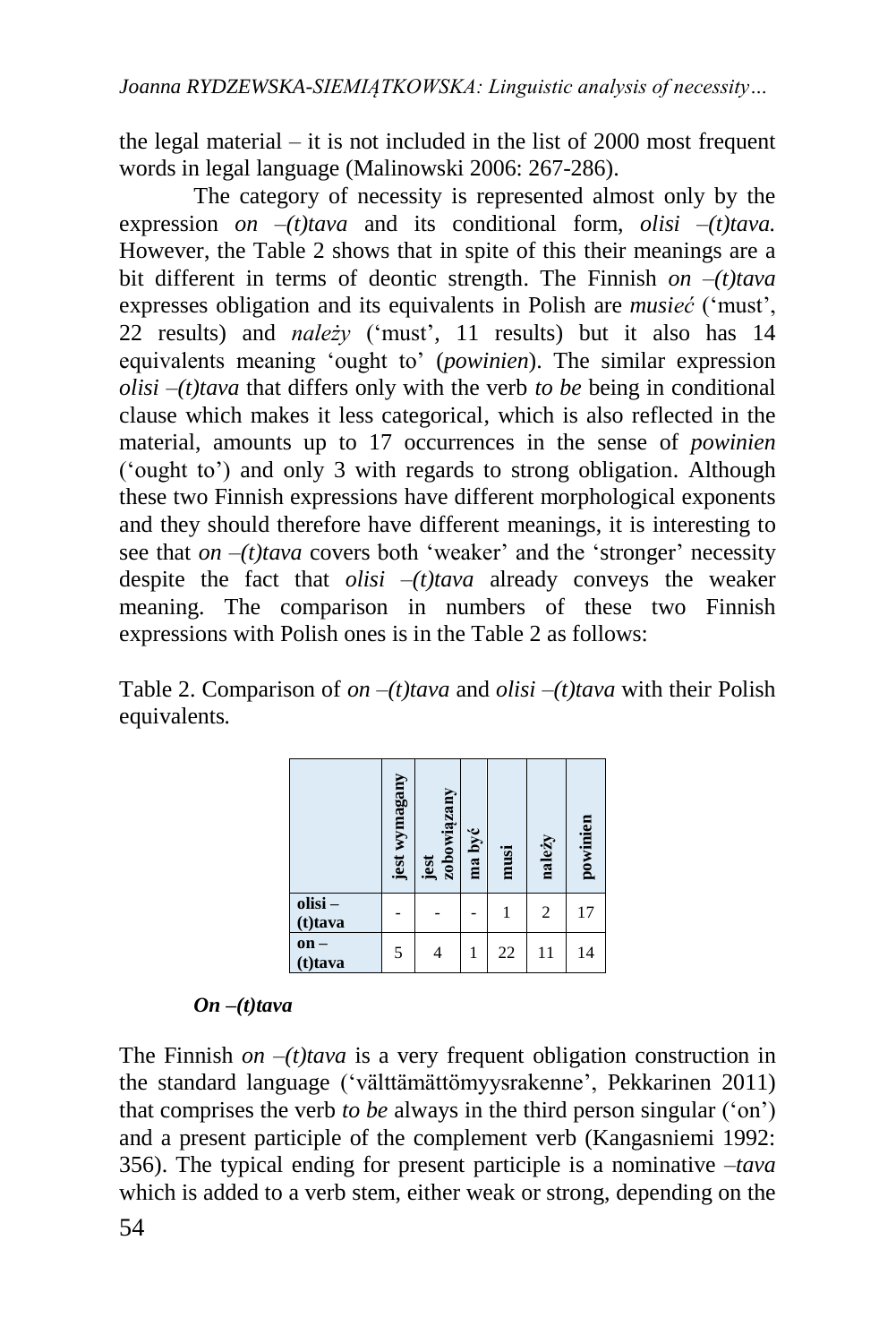the legal material – it is not included in the list of 2000 most frequent words in legal language (Malinowski 2006: 267-286).

The category of necessity is represented almost only by the expression *on –(t)tava* and its conditional form, *olisi –(t)tava.* However, the Table 2 shows that in spite of this their meanings are a bit different in terms of deontic strength. The Finnish *on –(t)tava* expresses obligation and its equivalents in Polish are *musieć* ('must', 22 results) and *należy* ('must', 11 results) but it also has 14 equivalents meaning 'ought to' (*powinien*). The similar expression *olisi –(t)tava* that differs only with the verb *to be* being in conditional clause which makes it less categorical, which is also reflected in the material, amounts up to 17 occurrences in the sense of *powinien* ('ought to') and only 3 with regards to strong obligation. Although these two Finnish expressions have different morphological exponents and they should therefore have different meanings, it is interesting to see that *on –(t)tava* covers both 'weaker' and the 'stronger' necessity despite the fact that *olisi –(t)tava* already conveys the weaker meaning. The comparison in numbers of these two Finnish expressions with Polish ones is in the Table 2 as follows:

Table 2. Comparison of *on –(t)tava* and *olisi –(t)tava* with their Polish equivalents.

| | **jest wymagany** | **jest zobowiązany** | **ma być** | **musi** | **należy** | **powinien** |
|---|---|---|---|---|---|---|
| **olisi – (t)tava** | - | - | - | 1 | 2 | 17 |
| **on – (t)tava** | 5 | 4 | 1 | 22 | 11 | 14 |

***On –(t)tava***

The Finnish *on –(t)tava* is a very frequent obligation construction in the standard language ('välttämättömyysrakenne', Pekkarinen 2011) that comprises the verb *to be* always in the third person singular ('on') and a present participle of the complement verb (Kangasniemi 1992: 356). The typical ending for present participle is a nominative *–tava* which is added to a verb stem, either weak or strong, depending on the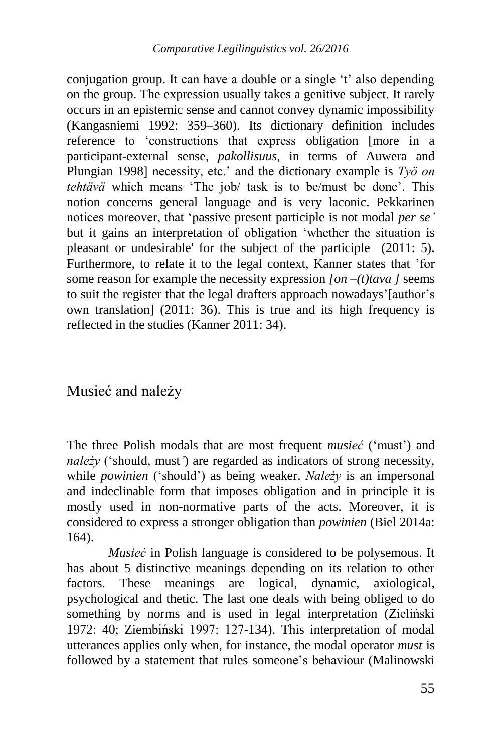conjugation group. It can have a double or a single 't' also depending on the group. The expression usually takes a genitive subject. It rarely occurs in an epistemic sense and cannot convey dynamic impossibility (Kangasniemi 1992: 359–360). Its dictionary definition includes reference to 'constructions that express obligation [more in a participant-external sense, *pakollisuus,* in terms of Auwera and Plungian 1998] necessity, etc.' and the dictionary example is *Työ on tehtävä* which means 'The job/ task is to be/must be done'. This notion concerns general language and is very laconic. Pekkarinen notices moreover, that 'passive present participle is not modal *per se'* but it gains an interpretation of obligation 'whether the situation is pleasant or undesirable' for the subject of the participle (2011: 5). Furthermore, to relate it to the legal context, Kanner states that 'for some reason for example the necessity expression *[on –(t)tava ]* seems to suit the register that the legal drafters approach nowadays'[author's own translation] (2011: 36). This is true and its high frequency is reflected in the studies (Kanner 2011: 34).

## Musieć and należy

The three Polish modals that are most frequent *musieć* ('must') and *należy* ('should, must') are regarded as indicators of strong necessity, while *powinien* ('should') as being weaker. *Należy* is an impersonal and indeclinable form that imposes obligation and in principle it is mostly used in non-normative parts of the acts. Moreover, it is considered to express a stronger obligation than *powinien* (Biel 2014a: 164).

*Musieć* in Polish language is considered to be polysemous. It has about 5 distinctive meanings depending on its relation to other factors. These meanings are logical, dynamic, axiological, psychological and thetic. The last one deals with being obliged to do something by norms and is used in legal interpretation (Zieliński 1972: 40; Ziembiński 1997: 127-134). This interpretation of modal utterances applies only when, for instance, the modal operator *must* is followed by a statement that rules someone's behaviour (Malinowski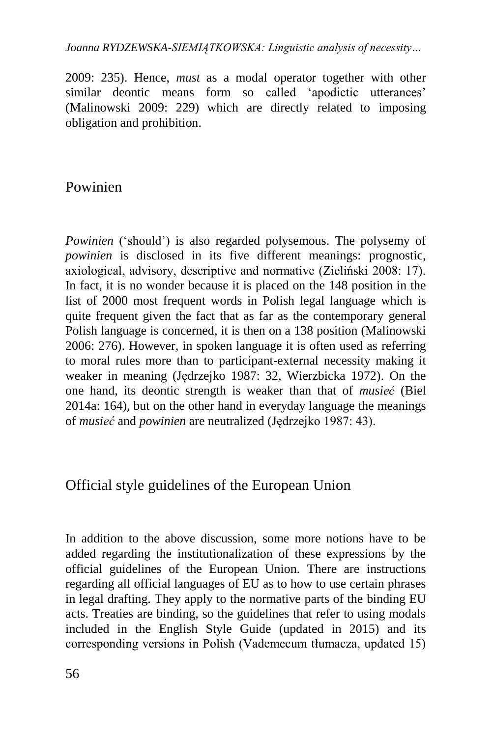2009: 235). Hence, *must* as a modal operator together with other similar deontic means form so called 'apodictic utterances' (Malinowski 2009: 229) which are directly related to imposing obligation and prohibition.

## Powinien

*Powinien* ('should') is also regarded polysemous. The polysemy of *powinien* is disclosed in its five different meanings: prognostic, axiological, advisory, descriptive and normative (Zieliński 2008: 17). In fact, it is no wonder because it is placed on the 148 position in the list of 2000 most frequent words in Polish legal language which is quite frequent given the fact that as far as the contemporary general Polish language is concerned, it is then on a 138 position (Malinowski 2006: 276). However, in spoken language it is often used as referring to moral rules more than to participant-external necessity making it weaker in meaning (Jędrzejko 1987: 32, Wierzbicka 1972). On the one hand, its deontic strength is weaker than that of *musieć* (Biel 2014a: 164), but on the other hand in everyday language the meanings of *musieć* and *powinien* are neutralized (Jędrzejko 1987: 43).

## Official style guidelines of the European Union

In addition to the above discussion, some more notions have to be added regarding the institutionalization of these expressions by the official guidelines of the European Union. There are instructions regarding all official languages of EU as to how to use certain phrases in legal drafting. They apply to the normative parts of the binding EU acts. Treaties are binding, so the guidelines that refer to using modals included in the English Style Guide (updated in 2015) and its corresponding versions in Polish (Vademecum tłumacza, updated 15)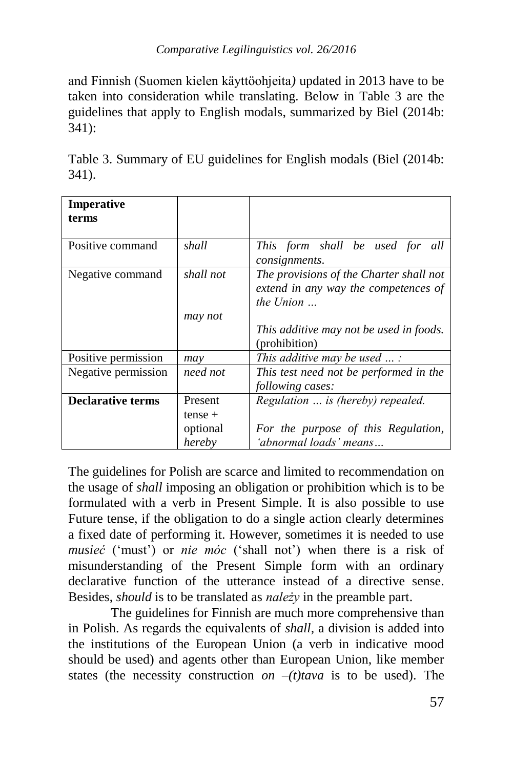and Finnish (Suomen kielen käyttöohjeita*)* updated in 2013 have to be taken into consideration while translating. Below in Table 3 are the guidelines that apply to English modals, summarized by Biel (2014b: 341):

Table 3. Summary of EU guidelines for English modals (Biel (2014b: 341).

| **Imperative terms** | | |
|---|---|---|
| Positive command | *shall* | *This form shall be used for all consignments.* |
| Negative command | *shall not*<br><br>*may not* | *The provisions of the Charter shall not extend in any way the competences of the Union …*<br><br>*This additive may not be used in foods.* (prohibition) |
| Positive permission | *may* | *This additive may be used … :* |
| Negative permission | *need not* | *This test need not be performed in the following cases:* |
| **Declarative terms** | Present tense + optional *hereby* | *Regulation … is (hereby) repealed.*<br><br>*For the purpose of this Regulation, 'abnormal loads' means…* |

The guidelines for Polish are scarce and limited to recommendation on the usage of *shall* imposing an obligation or prohibition which is to be formulated with a verb in Present Simple. It is also possible to use Future tense, if the obligation to do a single action clearly determines a fixed date of performing it. However, sometimes it is needed to use *musieć* ('must') or *nie móc* ('shall not') when there is a risk of misunderstanding of the Present Simple form with an ordinary declarative function of the utterance instead of a directive sense. Besides, *should* is to be translated as *należy* in the preamble part.

The guidelines for Finnish are much more comprehensive than in Polish. As regards the equivalents of *shall*, a division is added into the institutions of the European Union (a verb in indicative mood should be used) and agents other than European Union, like member states (the necessity construction *on –(t)tava* is to be used). The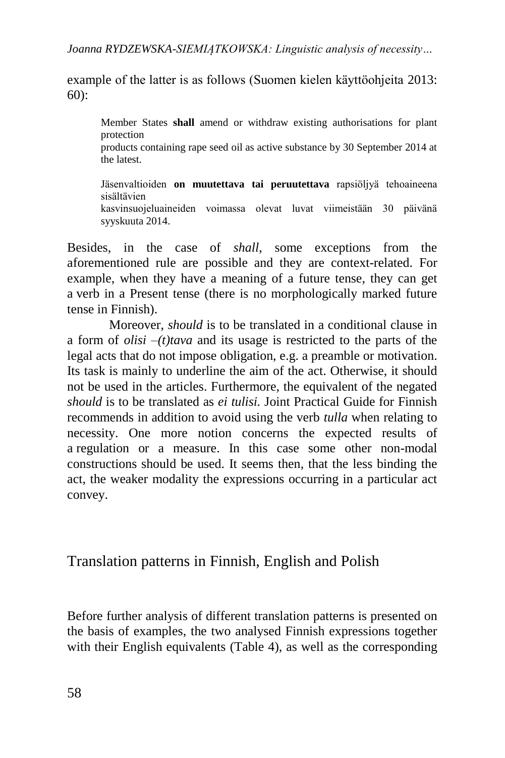example of the latter is as follows (Suomen kielen käyttöohjeita 2013: 60):

> Member States **shall** amend or withdraw existing authorisations for plant protection
> products containing rape seed oil as active substance by 30 September 2014 at the latest.
>
> Jäsenvaltioiden **on muutettava tai peruutettava** rapsiöljyä tehoaineena sisältävien
> kasvinsuojeluaineiden voimassa olevat luvat viimeistään 30 päivänä syyskuuta 2014.

Besides, in the case of *shall*, some exceptions from the aforementioned rule are possible and they are context-related. For example, when they have a meaning of a future tense, they can get a verb in a Present tense (there is no morphologically marked future tense in Finnish).

Moreover, *should* is to be translated in a conditional clause in a form of *olisi –(t)tava* and its usage is restricted to the parts of the legal acts that do not impose obligation, e.g. a preamble or motivation. Its task is mainly to underline the aim of the act. Otherwise, it should not be used in the articles. Furthermore, the equivalent of the negated *should* is to be translated as *ei tulisi.* Joint Practical Guide for Finnish recommends in addition to avoid using the verb *tulla* when relating to necessity. One more notion concerns the expected results of a regulation or a measure. In this case some other non-modal constructions should be used. It seems then, that the less binding the act, the weaker modality the expressions occurring in a particular act convey.

## Translation patterns in Finnish, English and Polish

Before further analysis of different translation patterns is presented on the basis of examples, the two analysed Finnish expressions together with their English equivalents (Table 4), as well as the corresponding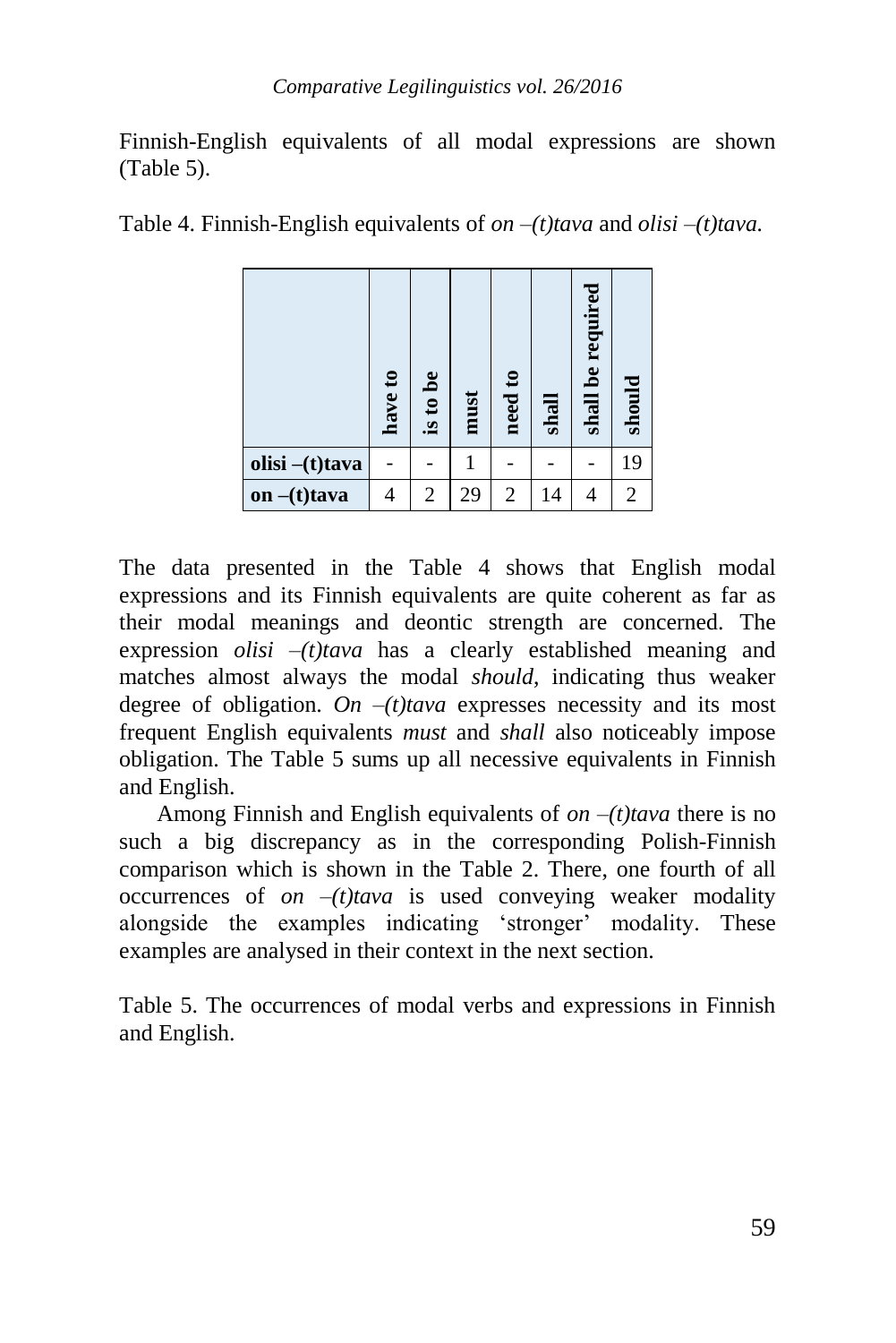Finnish-English equivalents of all modal expressions are shown (Table 5).

Table 4. Finnish-English equivalents of *on –(t)tava* and *olisi –(t)tava.*

| | **have to** | **is to be** | **must** | **need to** | **shall** | **shall be required** | **should** |
|---|---|---|---|---|---|---|---|
| **olisi –(t)tava** | - | - | 1 | - | - | - | 19 |
| **on –(t)tava** | 4 | 2 | 29 | 2 | 14 | 4 | 2 |

The data presented in the Table 4 shows that English modal expressions and its Finnish equivalents are quite coherent as far as their modal meanings and deontic strength are concerned. The expression *olisi –(t)tava* has a clearly established meaning and matches almost always the modal *should*, indicating thus weaker degree of obligation. *On –(t)tava* expresses necessity and its most frequent English equivalents *must* and *shall* also noticeably impose obligation. The Table 5 sums up all necessive equivalents in Finnish and English.

Among Finnish and English equivalents of *on –(t)tava* there is no such a big discrepancy as in the corresponding Polish-Finnish comparison which is shown in the Table 2. There, one fourth of all occurrences of *on –(t)tava* is used conveying weaker modality alongside the examples indicating 'stronger' modality. These examples are analysed in their context in the next section.

Table 5. The occurrences of modal verbs and expressions in Finnish and English.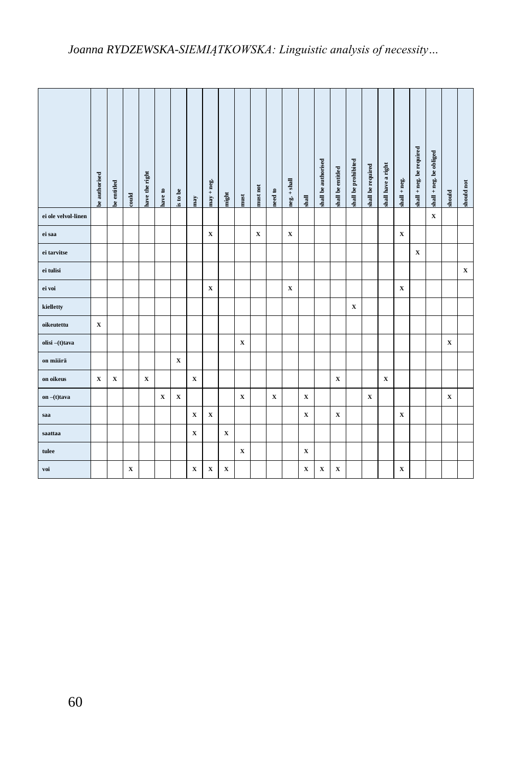| | be authorised | be entitled | could | have the right | have to | is to be | may | may + neg. | might | must | must not | need to | neg. + shall | shall | shall be authorised | shall be entitled | shall be prohibited | shall be required | shall have a right | shall + neg. | shall + neg. be required | shall + neg. be obliged | should | should not |
|---|---|---|---|---|---|---|---|---|---|---|---|---|---|---|---|---|---|---|---|---|---|---|---|---|
| **ei ole velvol-linen** | | | | | | | | | | | | | | | | | | | | | | X | | |
| **ei saa** | | | | | | | | X | | | X | | X | | | | | | | X | | | | |
| **ei tarvitse** | | | | | | | | | | | | | | | | | | | | | X | | | |
| **ei tulisi** | | | | | | | | | | | | | | | | | | | | | | | | X |
| **ei voi** | | | | | | | | X | | | | | X | | | | | | | X | | | | |
| **kielletty** | | | | | | | | | | | | | | | | | X | | | | | | | |
| **oikeutettu** | X | | | | | | | | | | | | | | | | | | | | | | | |
| **olisi –(t)tava** | | | | | | | | | | X | | | | | | | | | | | | | X | |
| **on määrä** | | | | | | X | | | | | | | | | | | | | | | | | | |
| **on oikeus** | X | X | | X | | | X | | | | | | | | | X | | | X | | | | | |
| **on –(t)tava** | | | | | X | X | | | | X | | X | | X | | | | X | | | | | X | |
| **saa** | | | | | | | X | X | | | | | | X | | X | | | | X | | | | |
| **saattaa** | | | | | | | X | | X | | | | | | | | | | | | | | | |
| **tulee** | | | | | | | | | | X | | | | X | | | | | | | | | | |
| **voi** | | | X | | | | X | X | X | | | | | X | X | X | | | | X | | | | |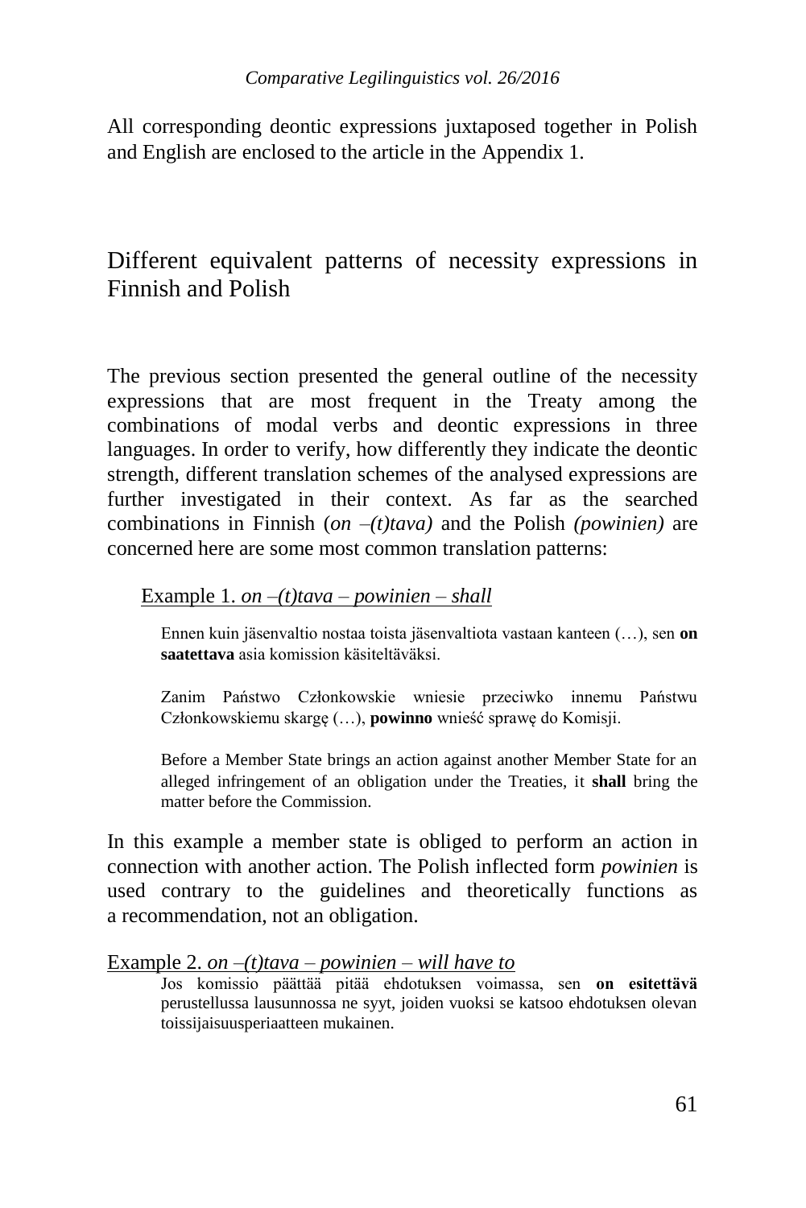All corresponding deontic expressions juxtaposed together in Polish and English are enclosed to the article in the Appendix 1.

## Different equivalent patterns of necessity expressions in Finnish and Polish

The previous section presented the general outline of the necessity expressions that are most frequent in the Treaty among the combinations of modal verbs and deontic expressions in three languages. In order to verify, how differently they indicate the deontic strength, different translation schemes of the analysed expressions are further investigated in their context. As far as the searched combinations in Finnish (*on –(t)tava)* and the Polish *(powinien)* are concerned here are some most common translation patterns:

Example 1. *on –(t)tava – powinien – shall*

> Ennen kuin jäsenvaltio nostaa toista jäsenvaltiota vastaan kanteen (…), sen **on saatettava** asia komission käsiteltäväksi.
>
> Zanim Państwo Członkowskie wniesie przeciwko innemu Państwu Członkowskiemu skargę (…), **powinno** wnieść sprawę do Komisji.
>
> Before a Member State brings an action against another Member State for an alleged infringement of an obligation under the Treaties, it **shall** bring the matter before the Commission.

In this example a member state is obliged to perform an action in connection with another action. The Polish inflected form *powinien* is used contrary to the guidelines and theoretically functions as a recommendation, not an obligation.

Example 2. *on –(t)tava – powinien – will have to*

> Jos komissio päättää pitää ehdotuksen voimassa, sen **on esitettävä** perustellussa lausunnossa ne syyt, joiden vuoksi se katsoo ehdotuksen olevan toissijaisuusperiaatteen mukainen.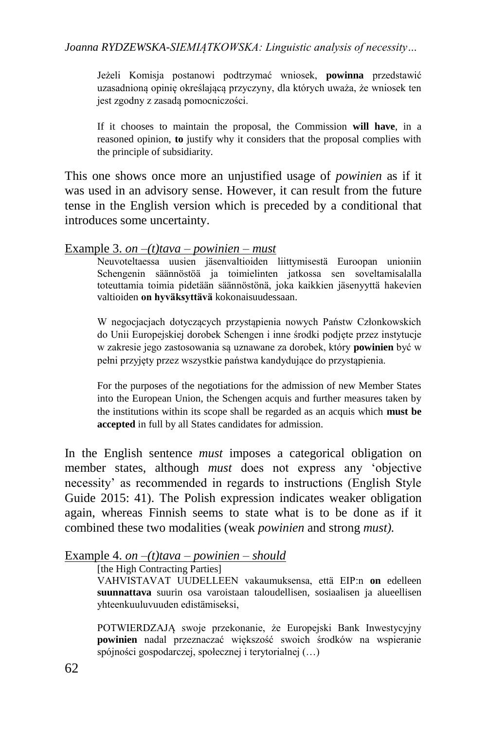> Jeżeli Komisja postanowi podtrzymać wniosek, **powinna** przedstawić uzasadnioną opinię określającą przyczyny, dla których uważa, że wniosek ten jest zgodny z zasadą pomocniczości.
>
> If it chooses to maintain the proposal, the Commission **will have**, in a reasoned opinion, **to** justify why it considers that the proposal complies with the principle of subsidiarity.

This one shows once more an unjustified usage of *powinien* as if it was used in an advisory sense. However, it can result from the future tense in the English version which is preceded by a conditional that introduces some uncertainty.

<u>Example 3. *on –(t)tava – powinien – must*</u>

> Neuvoteltaessa uusien jäsenvaltioiden liittymisestä Euroopan unioniin Schengenin säännöstöä ja toimielinten jatkossa sen soveltamisalalla toteuttamia toimia pidetään säännöstönä, joka kaikkien jäsenyyttä hakevien valtioiden **on hyväksyttävä** kokonaisuudessaan.
>
> W negocjacjach dotyczących przystąpienia nowych Państw Członkowskich do Unii Europejskiej dorobek Schengen i inne środki podjęte przez instytucje w zakresie jego zastosowania są uznawane za dorobek, który **powinien** być w pełni przyjęty przez wszystkie państwa kandydujące do przystąpienia.
>
> For the purposes of the negotiations for the admission of new Member States into the European Union, the Schengen acquis and further measures taken by the institutions within its scope shall be regarded as an acquis which **must be accepted** in full by all States candidates for admission.

In the English sentence *must* imposes a categorical obligation on member states, although *must* does not express any 'objective necessity' as recommended in regards to instructions (English Style Guide 2015: 41). The Polish expression indicates weaker obligation again, whereas Finnish seems to state what is to be done as if it combined these two modalities (weak *powinien* and strong *must).*

<u>Example 4. *on –(t)tava – powinien – should*</u>

> [the High Contracting Parties]
> VAHVISTAVAT UUDELLEEN vakaumuksensa, että EIP:n **on** edelleen **suunnattava** suurin osa varoistaan taloudellisen, sosiaalisen ja alueellisen yhteenkuuluvuuden edistämiseksi,
>
> POTWIERDZAJĄ swoje przekonanie, że Europejski Bank Inwestycyjny **powinien** nadal przeznaczać większość swoich środków na wspieranie spójności gospodarczej, społecznej i terytorialnej (…)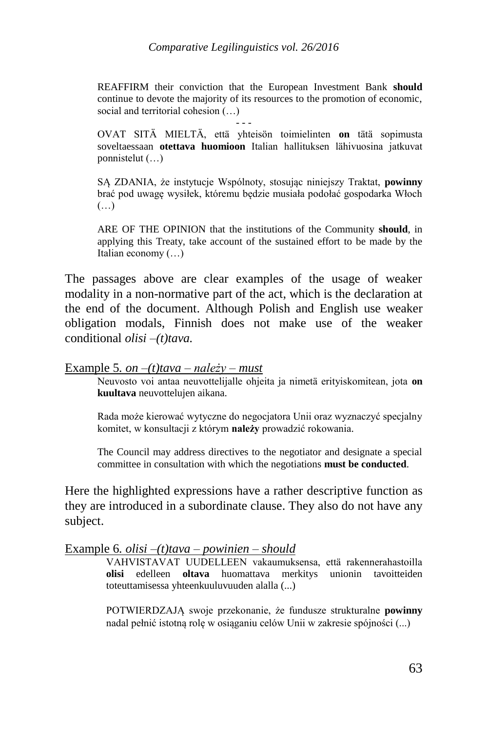REAFFIRM their conviction that the European Investment Bank **should** continue to devote the majority of its resources to the promotion of economic, social and territorial cohesion (…)

- - -

OVAT SITÄ MIELTÄ, että yhteisön toimielinten **on** tätä sopimusta soveltaessaan **otettava huomioon** Italian hallituksen lähivuosina jatkuvat ponnistelut (…)

SĄ ZDANIA, że instytucje Wspólnoty, stosując niniejszy Traktat, **powinny** brać pod uwagę wysiłek, któremu będzie musiała podołać gospodarka Włoch (…)

ARE OF THE OPINION that the institutions of the Community **should**, in applying this Treaty, take account of the sustained effort to be made by the Italian economy (…)

The passages above are clear examples of the usage of weaker modality in a non-normative part of the act, which is the declaration at the end of the document. Although Polish and English use weaker obligation modals, Finnish does not make use of the weaker conditional *olisi –(t)tava.*

Example 5. *on –(t)tava – należy – must*

Neuvosto voi antaa neuvottelijalle ohjeita ja nimetä erityiskomitean, jota **on kuultava** neuvottelujen aikana.

Rada może kierować wytyczne do negocjatora Unii oraz wyznaczyć specjalny komitet, w konsultacji z którym **należy** prowadzić rokowania.

The Council may address directives to the negotiator and designate a special committee in consultation with which the negotiations **must be conducted**.

Here the highlighted expressions have a rather descriptive function as they are introduced in a subordinate clause. They also do not have any subject.

Example 6. *olisi –(t)tava – powinien – should*

VAHVISTAVAT UUDELLEEN vakaumuksensa, että rakennerahastoilla **olisi** edelleen **oltava** huomattava merkitys unionin tavoitteiden toteuttamisessa yhteenkuuluvuuden alalla (...)

POTWIERDZAJĄ swoje przekonanie, że fundusze strukturalne **powinny** nadal pełnić istotną rolę w osiąganiu celów Unii w zakresie spójności (...)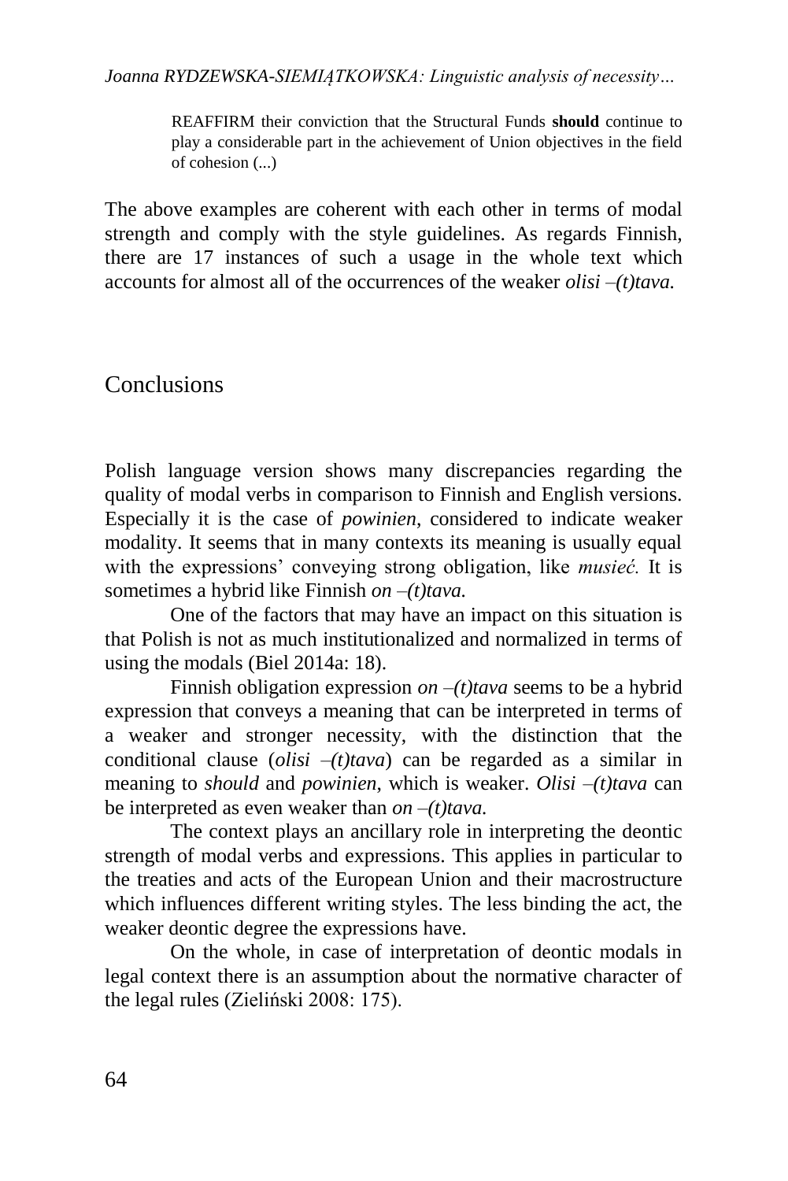> REAFFIRM their conviction that the Structural Funds **should** continue to play a considerable part in the achievement of Union objectives in the field of cohesion (...)

The above examples are coherent with each other in terms of modal strength and comply with the style guidelines. As regards Finnish, there are 17 instances of such a usage in the whole text which accounts for almost all of the occurrences of the weaker *olisi –(t)tava.*

## Conclusions

Polish language version shows many discrepancies regarding the quality of modal verbs in comparison to Finnish and English versions. Especially it is the case of *powinien*, considered to indicate weaker modality. It seems that in many contexts its meaning is usually equal with the expressions' conveying strong obligation, like *musieć.* It is sometimes a hybrid like Finnish *on –(t)tava.*

One of the factors that may have an impact on this situation is that Polish is not as much institutionalized and normalized in terms of using the modals (Biel 2014a: 18).

Finnish obligation expression *on –(t)tava* seems to be a hybrid expression that conveys a meaning that can be interpreted in terms of a weaker and stronger necessity, with the distinction that the conditional clause (*olisi –(t)tava*) can be regarded as a similar in meaning to *should* and *powinien*, which is weaker. *Olisi –(t)tava* can be interpreted as even weaker than *on –(t)tava.*

The context plays an ancillary role in interpreting the deontic strength of modal verbs and expressions. This applies in particular to the treaties and acts of the European Union and their macrostructure which influences different writing styles. The less binding the act, the weaker deontic degree the expressions have.

On the whole, in case of interpretation of deontic modals in legal context there is an assumption about the normative character of the legal rules (Zieliński 2008: 175).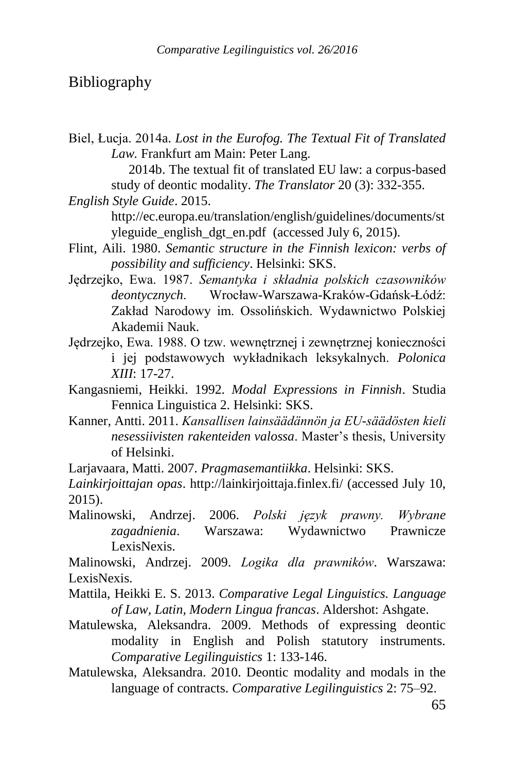# Bibliography

Biel, Łucja. 2014a. *Lost in the Eurofog. The Textual Fit of Translated Law.* Frankfurt am Main: Peter Lang.

2014b. The textual fit of translated EU law: a corpus-based study of deontic modality. *The Translator* 20 (3): 332-355.

*English Style Guide*. 2015. http://ec.europa.eu/translation/english/guidelines/documents/styleguide_english_dgt_en.pdf (accessed July 6, 2015).

Flint, Aili. 1980. *Semantic structure in the Finnish lexicon: verbs of possibility and sufficiency*. Helsinki: SKS.

Jędrzejko, Ewa. 1987. *Semantyka i składnia polskich czasowników deontycznych*. Wrocław-Warszawa-Kraków-Gdańsk-Łódź: Zakład Narodowy im. Ossolińskich. Wydawnictwo Polskiej Akademii Nauk.

Jędrzejko, Ewa. 1988. O tzw. wewnętrznej i zewnętrznej konieczności i jej podstawowych wykładnikach leksykalnych. *Polonica XIII*: 17-27.

Kangasniemi, Heikki. 1992. *Modal Expressions in Finnish*. Studia Fennica Linguistica 2. Helsinki: SKS.

Kanner, Antti. 2011. *Kansallisen lainsäädännön ja EU-säädösten kieli nesessiivisten rakenteiden valossa*. Master's thesis, University of Helsinki.

Larjavaara, Matti. 2007. *Pragmasemantiikka*. Helsinki: SKS.

*Lainkirjoittajan opas*. http://lainkirjoittaja.finlex.fi/ (accessed July 10, 2015).

Malinowski, Andrzej. 2006. *Polski język prawny. Wybrane zagadnienia*. Warszawa: Wydawnictwo Prawnicze LexisNexis.

Malinowski, Andrzej. 2009. *Logika dla prawników*. Warszawa: LexisNexis.

Mattila, Heikki E. S. 2013. *Comparative Legal Linguistics. Language of Law, Latin, Modern Lingua francas*. Aldershot: Ashgate.

Matulewska, Aleksandra. 2009. Methods of expressing deontic modality in English and Polish statutory instruments. *Comparative Legilinguistics* 1: 133-146.

Matulewska, Aleksandra. 2010. Deontic modality and modals in the language of contracts. *Comparative Legilinguistics* 2: 75–92.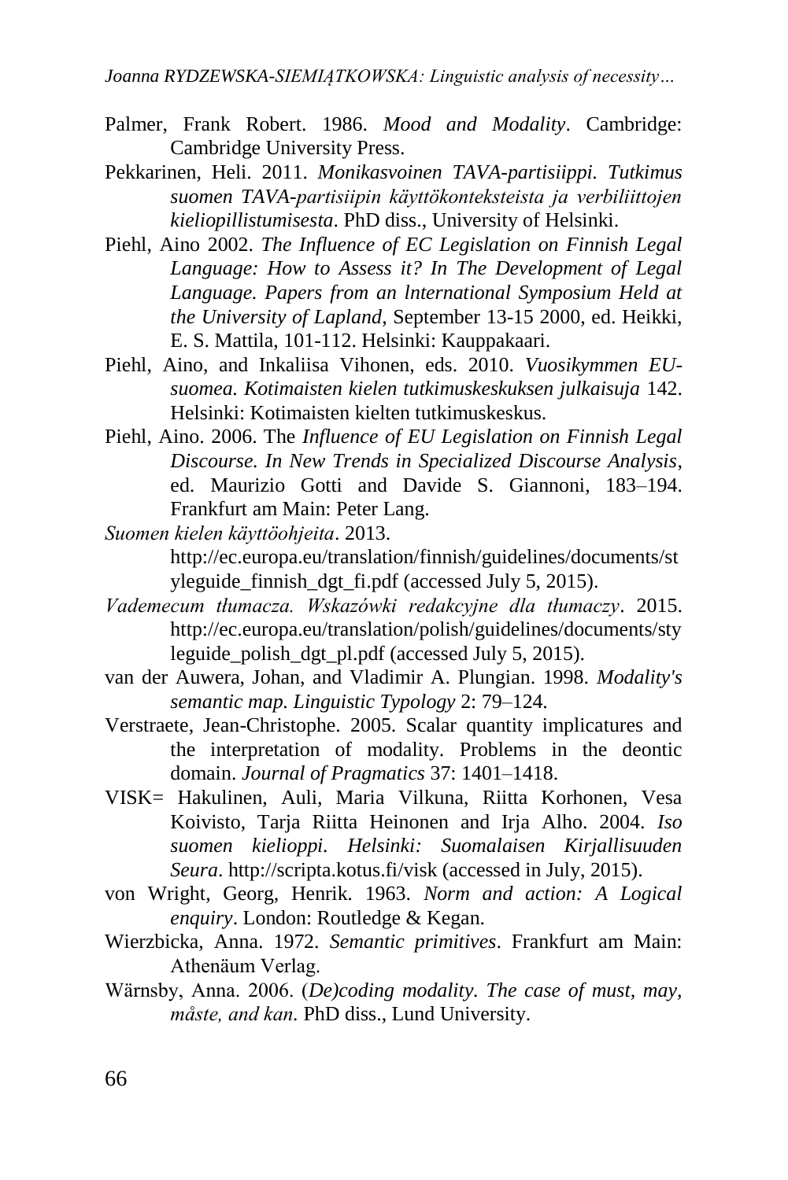Palmer, Frank Robert. 1986. *Mood and Modality*. Cambridge: Cambridge University Press.

Pekkarinen, Heli. 2011. *Monikasvoinen TAVA-partisiippi. Tutkimus suomen TAVA-partisiipin käyttökonteksteista ja verbiliittojen kieliopillistumisesta*. PhD diss., University of Helsinki.

Piehl, Aino 2002. *The Influence of EC Legislation on Finnish Legal Language: How to Assess it? In The Development of Legal Language. Papers from an lnternational Symposium Held at the University of Lapland*, September 13-15 2000, ed. Heikki, E. S. Mattila, 101-112. Helsinki: Kauppakaari.

Piehl, Aino, and Inkaliisa Vihonen, eds. 2010. *Vuosikymmen EU-suomea. Kotimaisten kielen tutkimuskeskuksen julkaisuja* 142. Helsinki: Kotimaisten kielten tutkimuskeskus.

Piehl, Aino. 2006. The *Influence of EU Legislation on Finnish Legal Discourse. In New Trends in Specialized Discourse Analysis*, ed. Maurizio Gotti and Davide S. Giannoni, 183–194. Frankfurt am Main: Peter Lang.

*Suomen kielen käyttöohjeita*. 2013. http://ec.europa.eu/translation/finnish/guidelines/documents/styleguide_finnish_dgt_fi.pdf (accessed July 5, 2015).

*Vademecum tłumacza. Wskazówki redakcyjne dla tłumaczy*. 2015. http://ec.europa.eu/translation/polish/guidelines/documents/styleguide_polish_dgt_pl.pdf (accessed July 5, 2015).

van der Auwera, Johan, and Vladimir A. Plungian. 1998. *Modality's semantic map. Linguistic Typology* 2: 79–124.

Verstraete, Jean-Christophe. 2005. Scalar quantity implicatures and the interpretation of modality. Problems in the deontic domain. *Journal of Pragmatics* 37: 1401–1418.

VISK= Hakulinen, Auli, Maria Vilkuna, Riitta Korhonen, Vesa Koivisto, Tarja Riitta Heinonen and Irja Alho. 2004. *Iso suomen kielioppi. Helsinki: Suomalaisen Kirjallisuuden Seura*. http://scripta.kotus.fi/visk (accessed in July, 2015).

von Wright, Georg, Henrik. 1963. *Norm and action: A Logical enquiry*. London: Routledge & Kegan.

Wierzbicka, Anna. 1972. *Semantic primitives*. Frankfurt am Main: Athenäum Verlag.

Wärnsby, Anna. 2006. (*De)coding modality. The case of must, may, måste, and kan*. PhD diss., Lund University.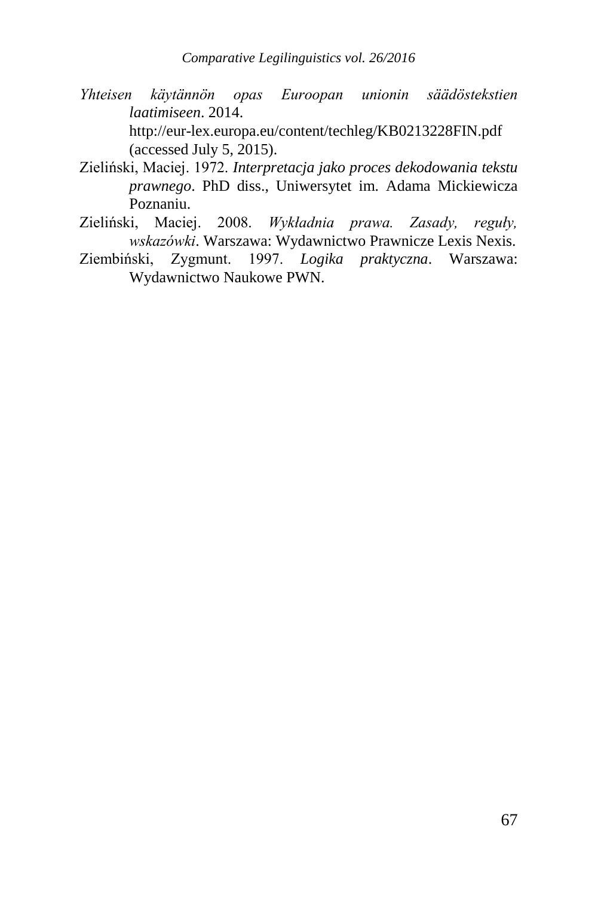*Yhteisen käytännön opas Euroopan unionin säädöstekstien laatimiseen*. 2014. http://eur-lex.europa.eu/content/techleg/KB0213228FIN.pdf (accessed July 5, 2015).

Zieliński, Maciej. 1972. *Interpretacja jako proces dekodowania tekstu prawnego*. PhD diss., Uniwersytet im. Adama Mickiewicza Poznaniu.

Zieliński, Maciej. 2008. *Wykładnia prawa. Zasady, reguły, wskazówki*. Warszawa: Wydawnictwo Prawnicze Lexis Nexis.

Ziembiński, Zygmunt. 1997. *Logika praktyczna*. Warszawa: Wydawnictwo Naukowe PWN.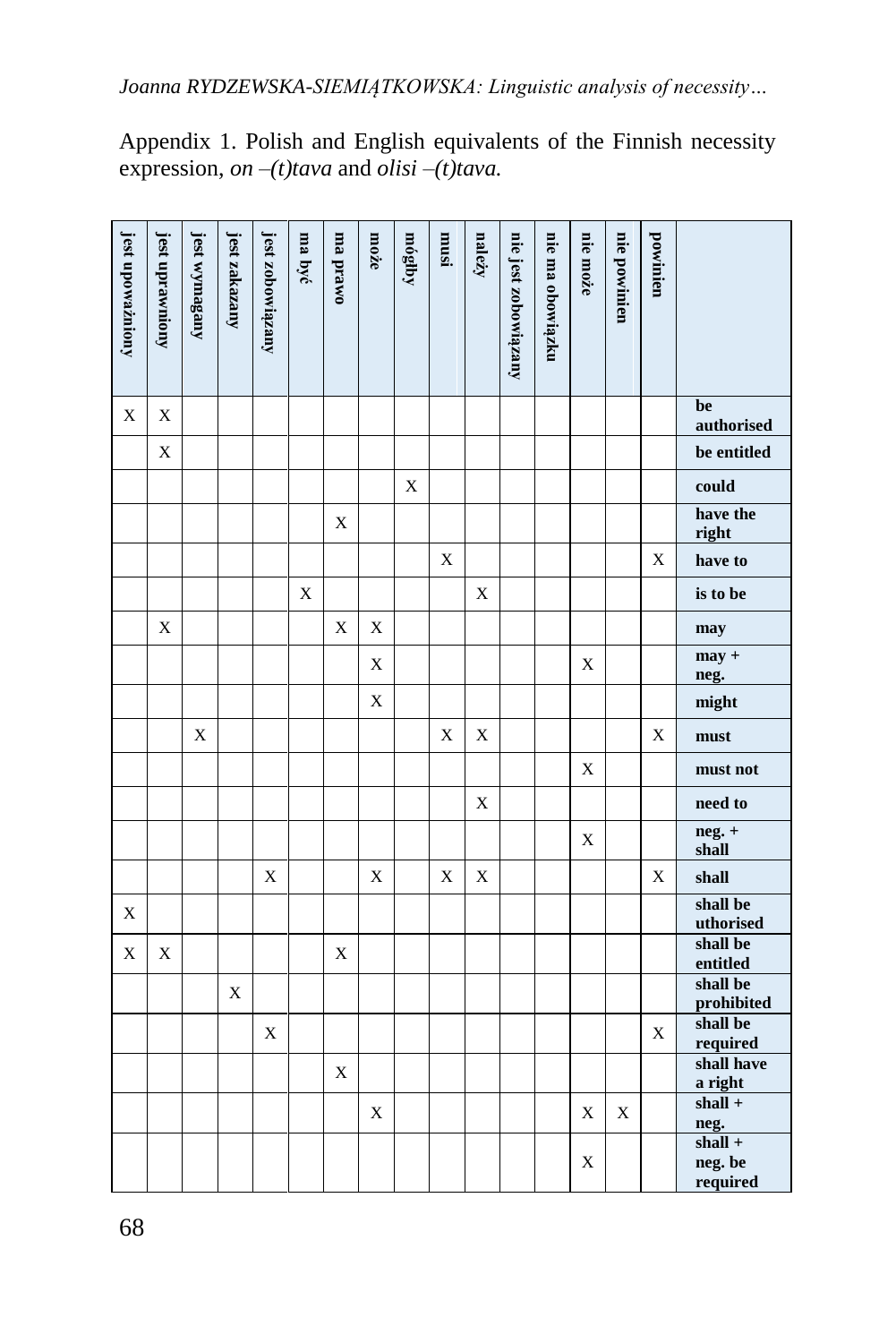Appendix 1. Polish and English equivalents of the Finnish necessity expression, *on –(t)tava* and *olisi –(t)tava.*

| jest upoważniony | jest uprawniony | jest wymagany | jest zakazany | jest zobowiązany | ma być | ma prawo | może | mógłby | musi | należy | nie jest zobowiązany | nie ma obowiązku | nie może | nie powinien | powinien | |
|---|---|---|---|---|---|---|---|---|---|---|---|---|---|---|---|---|
| X | X | | | | | | | | | | | | | | | **be authorised** |
| | X | | | | | | | | | | | | | | | **be entitled** |
| | | | | | | | | X | | | | | | | | **could** |
| | | | | | | X | | | | | | | | | | **have the right** |
| | | | | | | | | | X | | | | | | X | **have to** |
| | | | | | X | | | | | X | | | | | | **is to be** |
| | X | | | | | X | X | | | | | | | | | **may** |
| | | | | | | | X | | | | | | X | | | **may + neg.** |
| | | | | | | | X | | | | | | | | | **might** |
| | | X | | | | | | | X | X | | | | | X | **must** |
| | | | | | | | | | | | | | X | | | **must not** |
| | | | | | | | | | | X | | | | | | **need to** |
| | | | | | | | | | | | | | X | | | **neg. + shall** |
| | | | | X | | | X | | X | X | | | | | X | **shall** |
| X | | | | | | | | | | | | | | | | **shall be uthorised** |
| X | X | | | | | X | | | | | | | | | | **shall be entitled** |
| | | | X | | | | | | | | | | | | | **shall be prohibited** |
| | | | | X | | | | | | | | | | | X | **shall be required** |
| | | | | | | X | | | | | | | | | | **shall have a right** |
| | | | | | | | X | | | | | | X | X | | **shall + neg.** |
| | | | | | | | | | | | | | X | | | **shall + neg. be required** |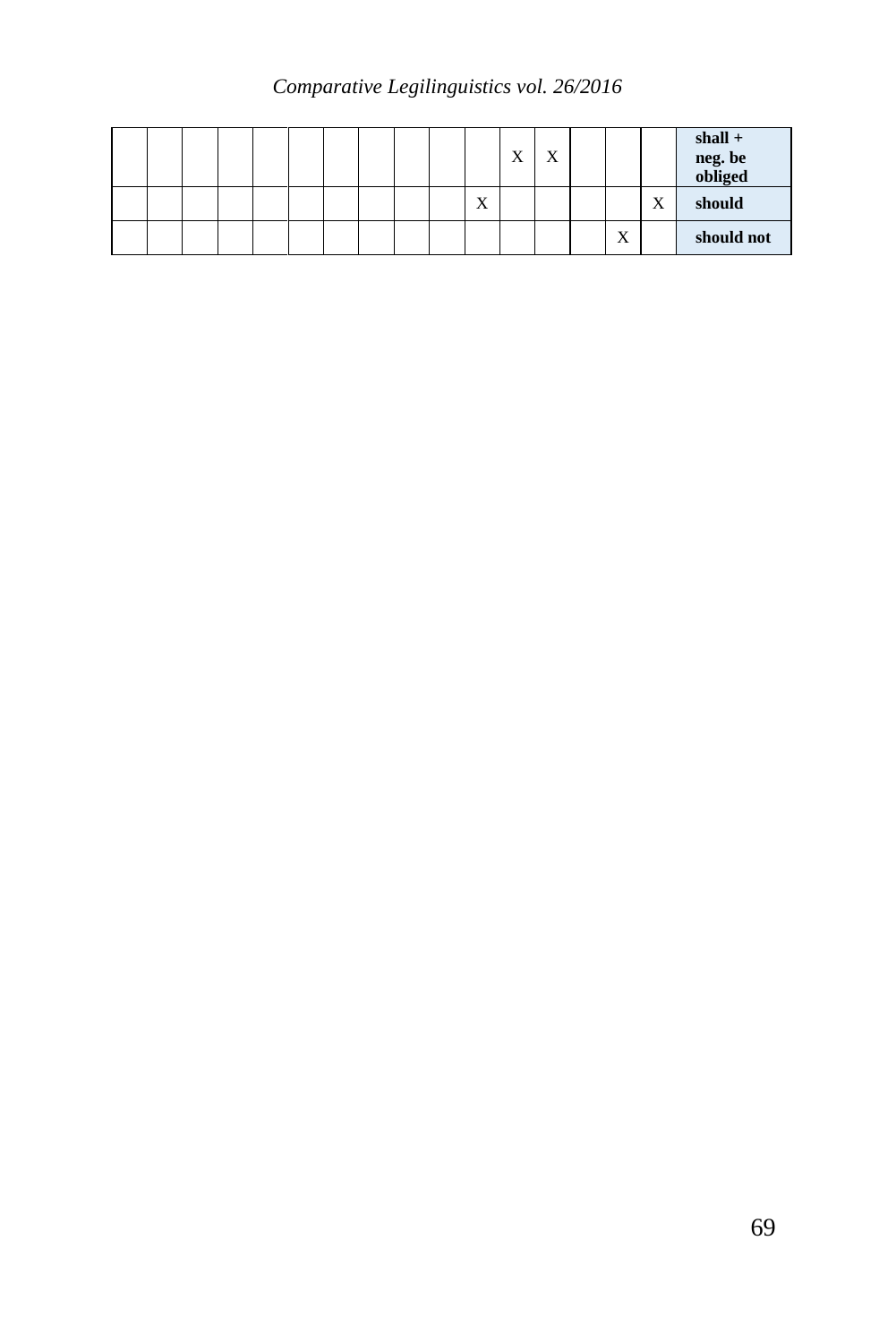| | | | | | | | | | | | | | | | | |
|---|---|---|---|---|---|---|---|---|---|---|---|---|---|---|---|---|
| | | | | | | | | | | | X | X | | | | **shall + neg. be obliged** |
| | | | | | | | | | | X | | | | | X | **should** |
| | | | | | | | | | | | | | | X | | **should not** |